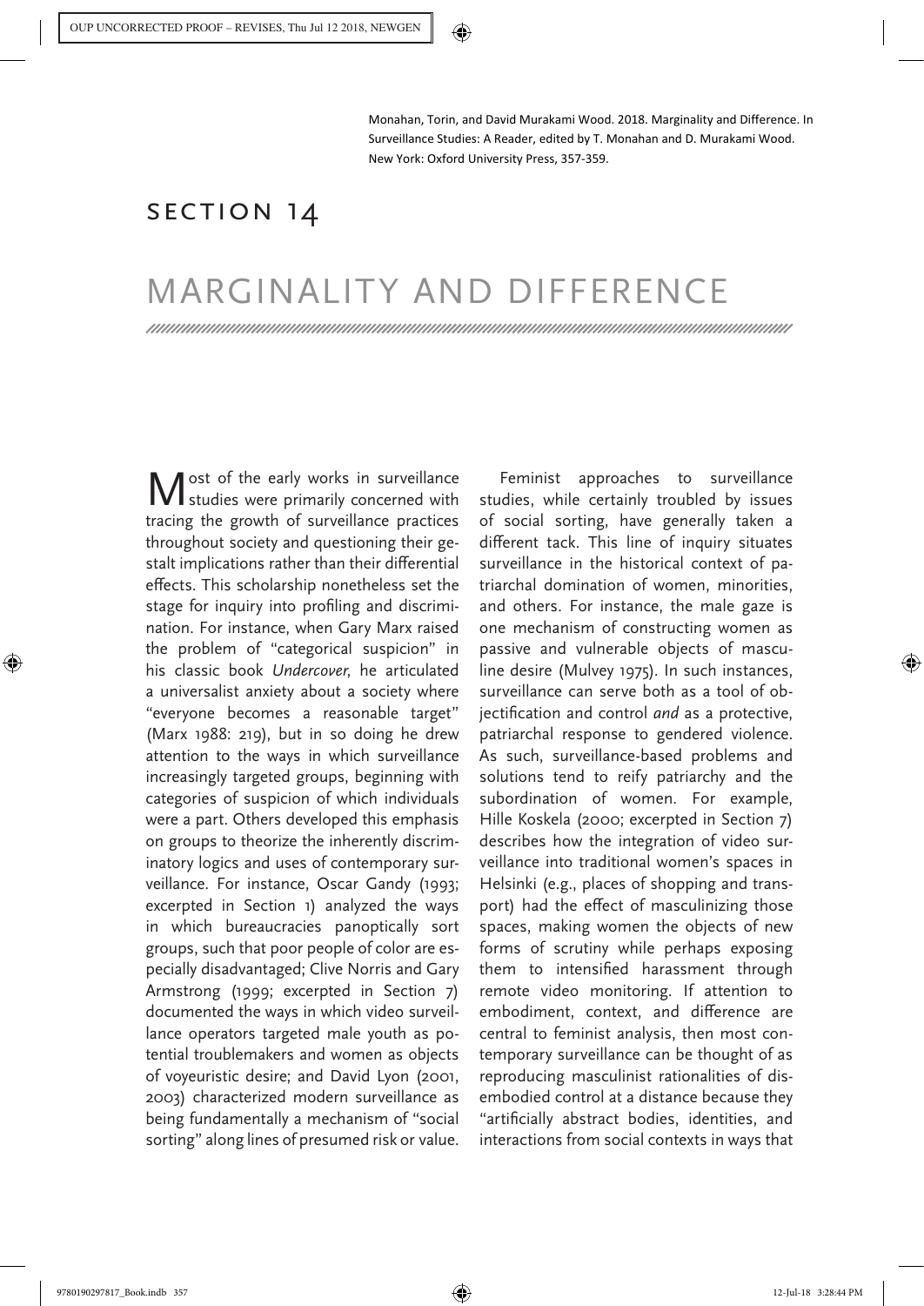Monahan, Torin, and David Murakami Wood. 2018. Marginality and Difference. In Surveillance Studies: A Reader, edited by T. Monahan and D. Murakami Wood. New York: Oxford University Press, 357-359.

## SECTION 14

# MARGINALITY AND DIFFERENCE

Most of the early works in surveillance studies were primarily concerned with tracing the growth of surveillance practices throughout society and questioning their gestalt implications rather than their differential effects. This scholarship nonetheless set the stage for inquiry into profiling and discrimination. For instance, when Gary Marx raised the problem of "categorical suspicion" in his classic book *Undercover*, he articulated a universalist anxiety about a society where "everyone becomes a reasonable target" (Marx 1988: 219), but in so doing he drew attention to the ways in which surveillance increasingly targeted groups, beginning with categories of suspicion of which individuals were a part. Others developed this emphasis on groups to theorize the inherently discriminatory logics and uses of contemporary surveillance. For instance, Oscar Gandy (1993; excerpted in Section 1) analyzed the ways in which bureaucracies panoptically sort groups, such that poor people of color are especially disadvantaged; Clive Norris and Gary Armstrong (1999; excerpted in Section 7) documented the ways in which video surveillance operators targeted male youth as potential troublemakers and women as objects of voyeuristic desire; and David Lyon (2001, 2003) characterized modern surveillance as being fundamentally a mechanism of "social sorting" along lines of presumed risk or value.

Feminist approaches to surveillance studies, while certainly troubled by issues of social sorting, have generally taken a different tack. This line of inquiry situates surveillance in the historical context of patriarchal domination of women, minorities, and others. For instance, the male gaze is one mechanism of constructing women as passive and vulnerable objects of masculine desire (Mulvey 1975). In such instances, surveillance can serve both as a tool of objectification and control *and* as a protective, patriarchal response to gendered violence. As such, surveillance-based problems and solutions tend to reify patriarchy and the subordination of women. For example, Hille Koskela (2000; excerpted in Section 7) describes how the integration of video surveillance into traditional women's spaces in Helsinki (e.g., places of shopping and transport) had the effect of masculinizing those spaces, making women the objects of new forms of scrutiny while perhaps exposing them to intensified harassment through remote video monitoring. If attention to embodiment, context, and difference are central to feminist analysis, then most contemporary surveillance can be thought of as reproducing masculinist rationalities of disembodied control at a distance because they "artificially abstract bodies, identities, and interactions from social contexts in ways that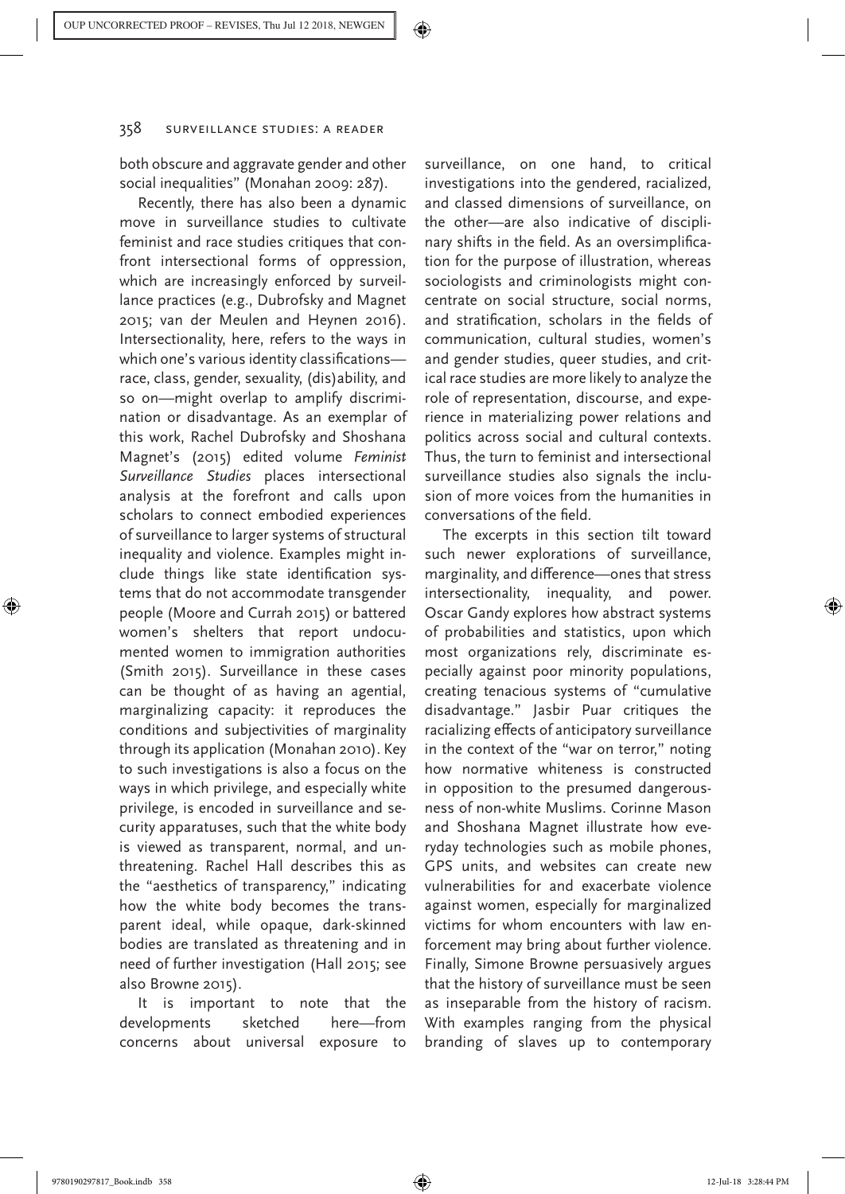both obscure and aggravate gender and other social inequalities" (Monahan 2009: 287).

Recently, there has also been a dynamic move in surveillance studies to cultivate feminist and race studies critiques that confront intersectional forms of oppression, which are increasingly enforced by surveillance practices (e.g., Dubrofsky and Magnet 2015; van der Meulen and Heynen 2016). Intersectionality, here, refers to the ways in which one's various identity classifications—race, class, gender, sexuality, (dis)ability, and so on—might overlap to amplify discrimination or disadvantage. As an exemplar of this work, Rachel Dubrofsky and Shoshana Magnet's (2015) edited volume *Feminist Surveillance Studies* places intersectional analysis at the forefront and calls upon scholars to connect embodied experiences of surveillance to larger systems of structural inequality and violence. Examples might include things like state identification systems that do not accommodate transgender people (Moore and Currah 2015) or battered women's shelters that report undocumented women to immigration authorities (Smith 2015). Surveillance in these cases can be thought of as having an agential, marginalizing capacity: it reproduces the conditions and subjectivities of marginality through its application (Monahan 2010). Key to such investigations is also a focus on the ways in which privilege, and especially white privilege, is encoded in surveillance and security apparatuses, such that the white body is viewed as transparent, normal, and unthreatening. Rachel Hall describes this as the "aesthetics of transparency," indicating how the white body becomes the transparent ideal, while opaque, dark-skinned bodies are translated as threatening and in need of further investigation (Hall 2015; see also Browne 2015).

It is important to note that the developments sketched here—from concerns about universal exposure to surveillance, on one hand, to critical investigations into the gendered, racialized, and classed dimensions of surveillance, on the other—are also indicative of disciplinary shifts in the field. As an oversimplification for the purpose of illustration, whereas sociologists and criminologists might concentrate on social structure, social norms, and stratification, scholars in the fields of communication, cultural studies, women's and gender studies, queer studies, and critical race studies are more likely to analyze the role of representation, discourse, and experience in materializing power relations and politics across social and cultural contexts. Thus, the turn to feminist and intersectional surveillance studies also signals the inclusion of more voices from the humanities in conversations of the field.

The excerpts in this section tilt toward such newer explorations of surveillance, marginality, and difference—ones that stress intersectionality, inequality, and power. Oscar Gandy explores how abstract systems of probabilities and statistics, upon which most organizations rely, discriminate especially against poor minority populations, creating tenacious systems of "cumulative disadvantage." Jasbir Puar critiques the racializing effects of anticipatory surveillance in the context of the "war on terror," noting how normative whiteness is constructed in opposition to the presumed dangerousness of non-white Muslims. Corinne Mason and Shoshana Magnet illustrate how everyday technologies such as mobile phones, GPS units, and websites can create new vulnerabilities for and exacerbate violence against women, especially for marginalized victims for whom encounters with law enforcement may bring about further violence. Finally, Simone Browne persuasively argues that the history of surveillance must be seen as inseparable from the history of racism. With examples ranging from the physical branding of slaves up to contemporary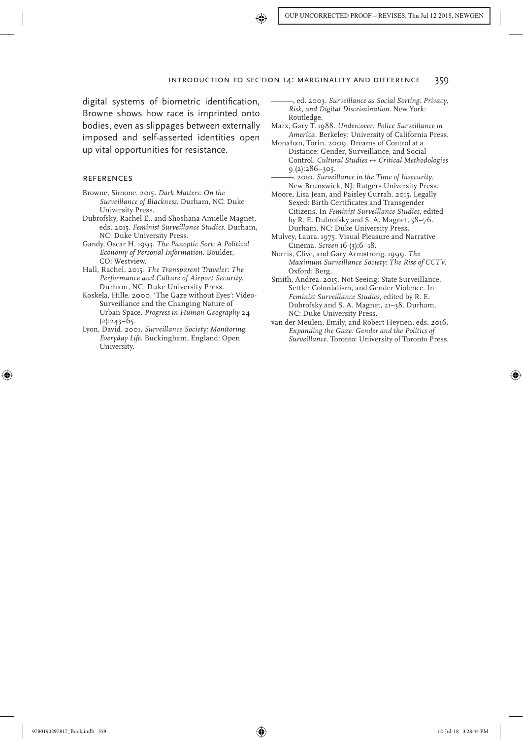digital systems of biometric identification, Browne shows how race is imprinted onto bodies, even as slippages between externally imposed and self-asserted identities open up vital opportunities for resistance.

## REFERENCES

Browne, Simone. 2015. *Dark Matters: On the Surveillance of Blackness*. Durham, NC: Duke University Press.

Dubrofsky, Rachel E., and Shoshana Amielle Magnet, eds. 2015. *Feminist Surveillance Studies*. Durham, NC: Duke University Press.

Gandy, Oscar H. 1993. *The Panoptic Sort: A Political Economy of Personal Information*. Boulder, CO: Westview.

Hall, Rachel. 2015. *The Transparent Traveler: The Performance and Culture of Airport Security*. Durham, NC: Duke University Press.

Koskela, Hille. 2000. 'The Gaze without Eyes': Video-Surveillance and the Changing Nature of Urban Space. *Progress in Human Geography* 24 (2):243–65.

Lyon, David. 2001. *Surveillance Society: Monitoring Everyday Life*. Buckingham, England: Open University.

———, ed. 2003. *Surveillance as Social Sorting: Privacy, Risk, and Digital Discrimination*. New York: Routledge.

Marx, Gary T. 1988. *Undercover: Police Surveillance in America*. Berkeley: University of California Press.

Monahan, Torin. 2009. Dreams of Control at a Distance: Gender, Surveillance, and Social Control. *Cultural Studies ↔ Critical Methodologies* 9 (2):286–305.

———. 2010. *Surveillance in the Time of Insecurity*. New Brunswick, NJ: Rutgers University Press.

Moore, Lisa Jean, and Paisley Currah. 2015. Legally Sexed: Birth Certificates and Transgender Citizens. In *Feminist Surveillance Studies*, edited by R. E. Dubrofsky and S. A. Magnet, 58–76. Durham, NC: Duke University Press.

Mulvey, Laura. 1975. Visual Pleasure and Narrative Cinema. *Screen* 16 (3):6–18.

Norris, Clive, and Gary Armstrong. 1999. *The Maximum Surveillance Society: The Rise of CCTV*. Oxford: Berg.

Smith, Andrea. 2015. Not-Seeing: State Surveillance, Settler Colonialism, and Gender Violence. In *Feminist Surveillance Studies*, edited by R. E. Dubrofsky and S. A. Magnet, 21–38. Durham. NC: Duke University Press.

van der Meulen, Emily, and Robert Heynen, eds. 2016. *Expanding the Gaze: Gender and the Politics of Surveillance*. Toronto: University of Toronto Press.